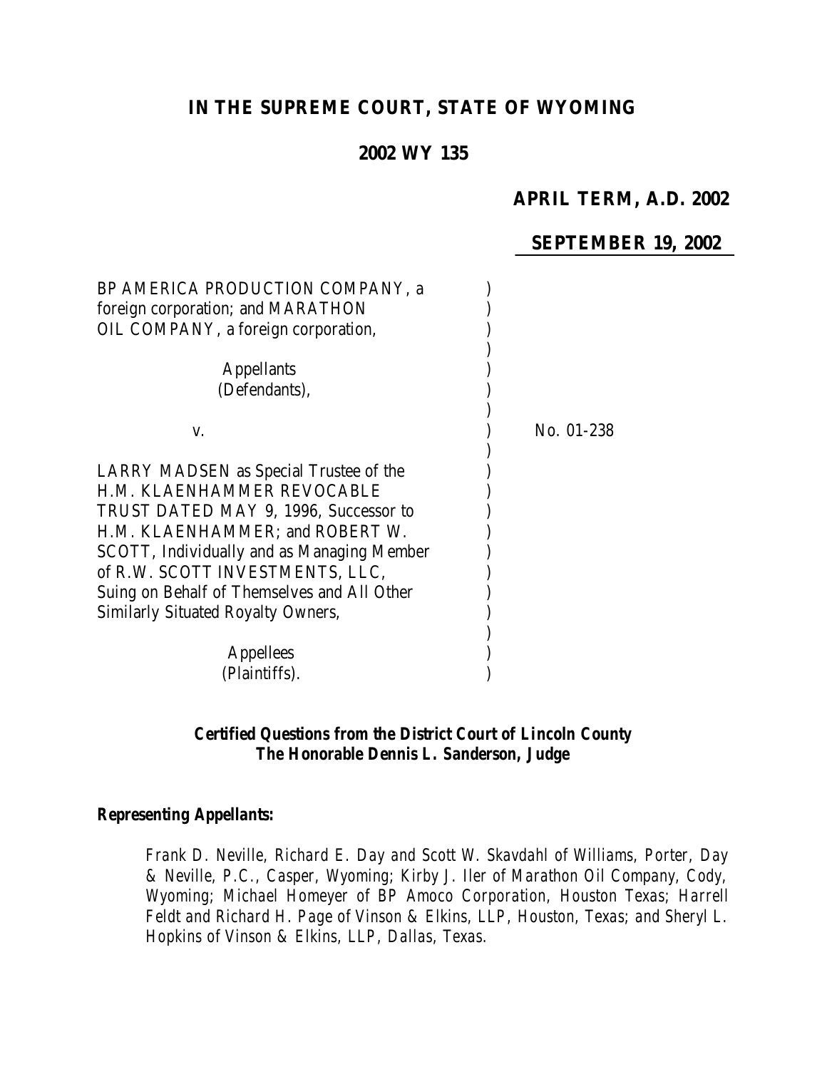**IN THE SUPREME COURT, STATE OF WYOMING**

**2002 WY 135**

***APRIL TERM, A.D. 2002***

***SEPTEMBER 19, 2002***

BP AMERICA PRODUCTION COMPANY, a foreign corporation; and MARATHON OIL COMPANY, a foreign corporation,

Appellants
(Defendants),

v.

No. 01-238

LARRY MADSEN as Special Trustee of the H.M. KLAENHAMMER REVOCABLE TRUST DATED MAY 9, 1996, Successor to H.M. KLAENHAMMER; and ROBERT W. SCOTT, Individually and as Managing Member of R.W. SCOTT INVESTMENTS, LLC, Suing on Behalf of Themselves and All Other Similarly Situated Royalty Owners,

Appellees
(Plaintiffs).

***Certified Questions from the District Court of Lincoln County***
***The Honorable Dennis L. Sanderson, Judge***

***Representing Appellants:***

*Frank D. Neville, Richard E. Day and Scott W. Skavdahl of Williams, Porter, Day & Neville, P.C., Casper, Wyoming; Kirby J. Iler of Marathon Oil Company, Cody, Wyoming; Michael Homeyer of BP Amoco Corporation, Houston Texas; Harrell Feldt and Richard H. Page of Vinson & Elkins, LLP, Houston, Texas; and Sheryl L. Hopkins of Vinson & Elkins, LLP, Dallas, Texas.*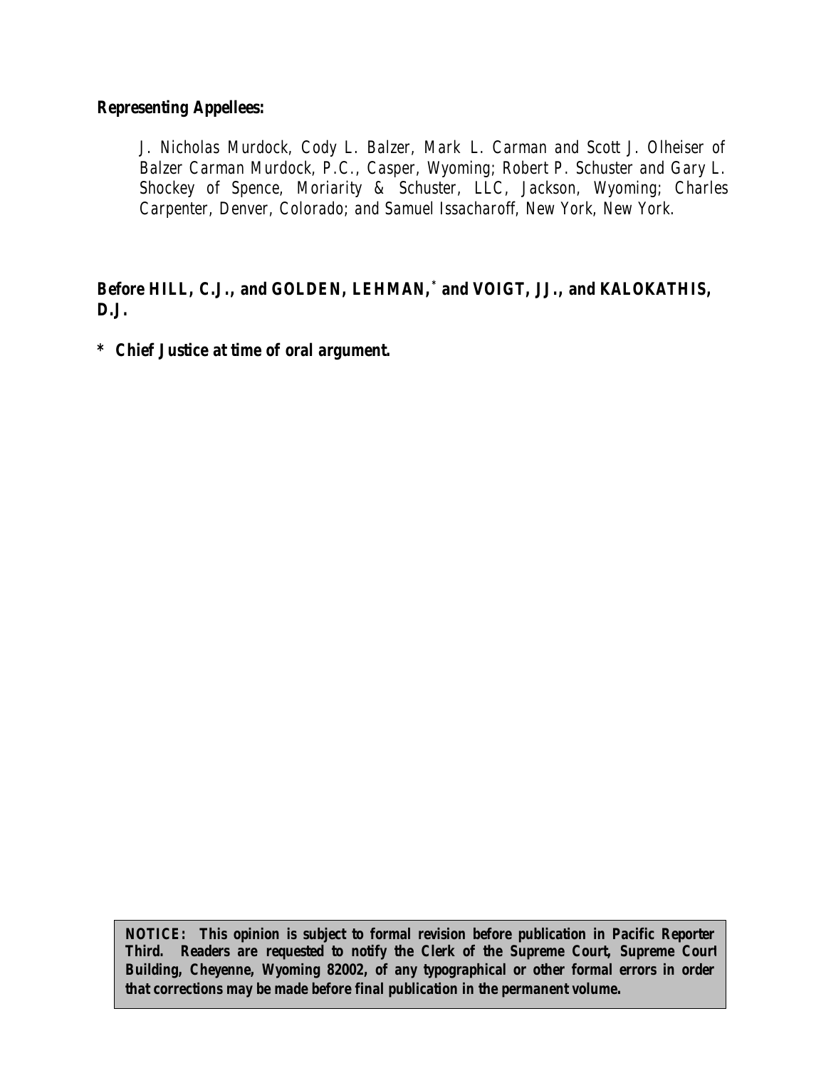**Representing Appellees:**

*J. Nicholas Murdock, Cody L. Balzer, Mark L. Carman and Scott J. Olheiser of Balzer Carman Murdock, P.C., Casper, Wyoming; Robert P. Schuster and Gary L. Shockey of Spence, Moriarity & Schuster, LLC, Jackson, Wyoming; Charles Carpenter, Denver, Colorado; and Samuel Issacharoff, New York, New York.*

**Before HILL, C.J., and GOLDEN, LEHMAN,[*] and VOIGT, JJ., and KALOKATHIS, D.J.**

**\* Chief Justice at time of oral argument.**

**NOTICE: This opinion is subject to formal revision before publication in Pacific Reporter Third. Readers are requested to notify the Clerk of the Supreme Court, Supreme Court Building, Cheyenne, Wyoming 82002, of any typographical or other formal errors in order that corrections may be made before final publication in the permanent volume.**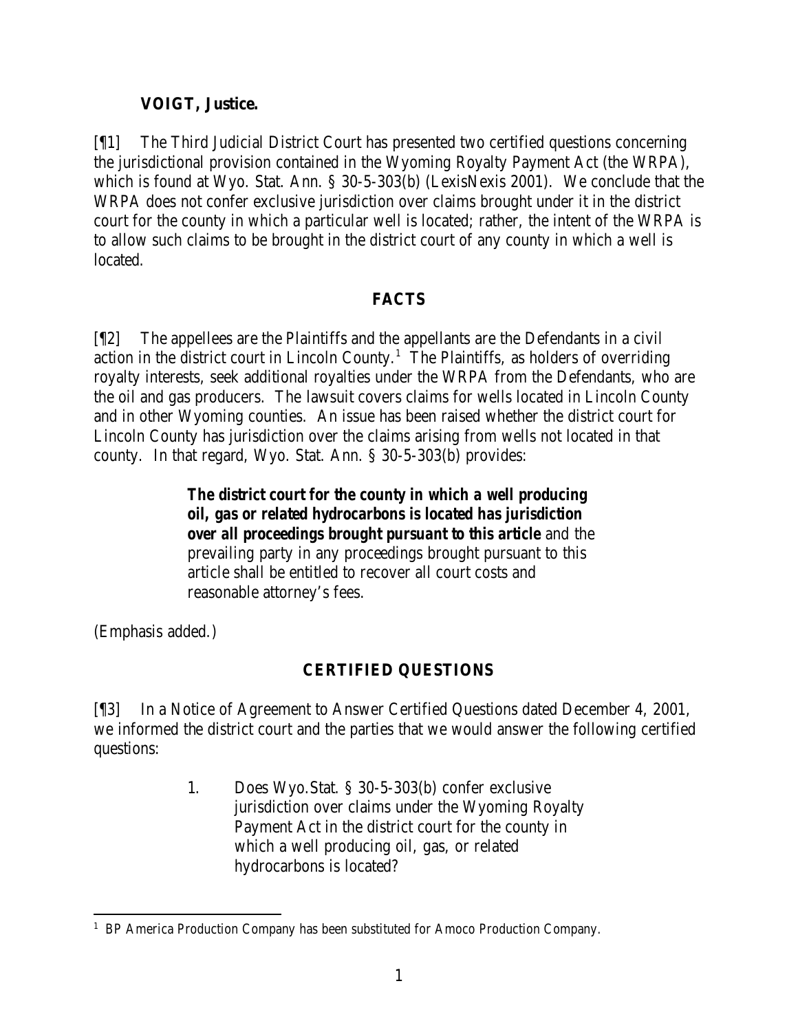**VOIGT, Justice.**

[¶1] The Third Judicial District Court has presented two certified questions concerning the jurisdictional provision contained in the Wyoming Royalty Payment Act (the WRPA), which is found at Wyo. Stat. Ann. § 30-5-303(b) (LexisNexis 2001). We conclude that the WRPA does not confer exclusive jurisdiction over claims brought under it in the district court for the county in which a particular well is located; rather, the intent of the WRPA is to allow such claims to be brought in the district court of any county in which a well is located.

## FACTS

[¶2] The appellees are the Plaintiffs and the appellants are the Defendants in a civil action in the district court in Lincoln County.[1] The Plaintiffs, as holders of overriding royalty interests, seek additional royalties under the WRPA from the Defendants, who are the oil and gas producers. The lawsuit covers claims for wells located in Lincoln County and in other Wyoming counties. An issue has been raised whether the district court for Lincoln County has jurisdiction over the claims arising from wells not located in that county. In that regard, Wyo. Stat. Ann. § 30-5-303(b) provides:

> **The district court for the county in which a well producing oil, gas or related hydrocarbons is located has jurisdiction over all proceedings brought pursuant to this article** and the prevailing party in any proceedings brought pursuant to this article shall be entitled to recover all court costs and reasonable attorney's fees.

(Emphasis added.)

## CERTIFIED QUESTIONS

[¶3] In a Notice of Agreement to Answer Certified Questions dated December 4, 2001, we informed the district court and the parties that we would answer the following certified questions:

> 1. Does Wyo.Stat. § 30-5-303(b) confer exclusive jurisdiction over claims under the Wyoming Royalty Payment Act in the district court for the county in which a well producing oil, gas, or related hydrocarbons is located?

[1] BP America Production Company has been substituted for Amoco Production Company.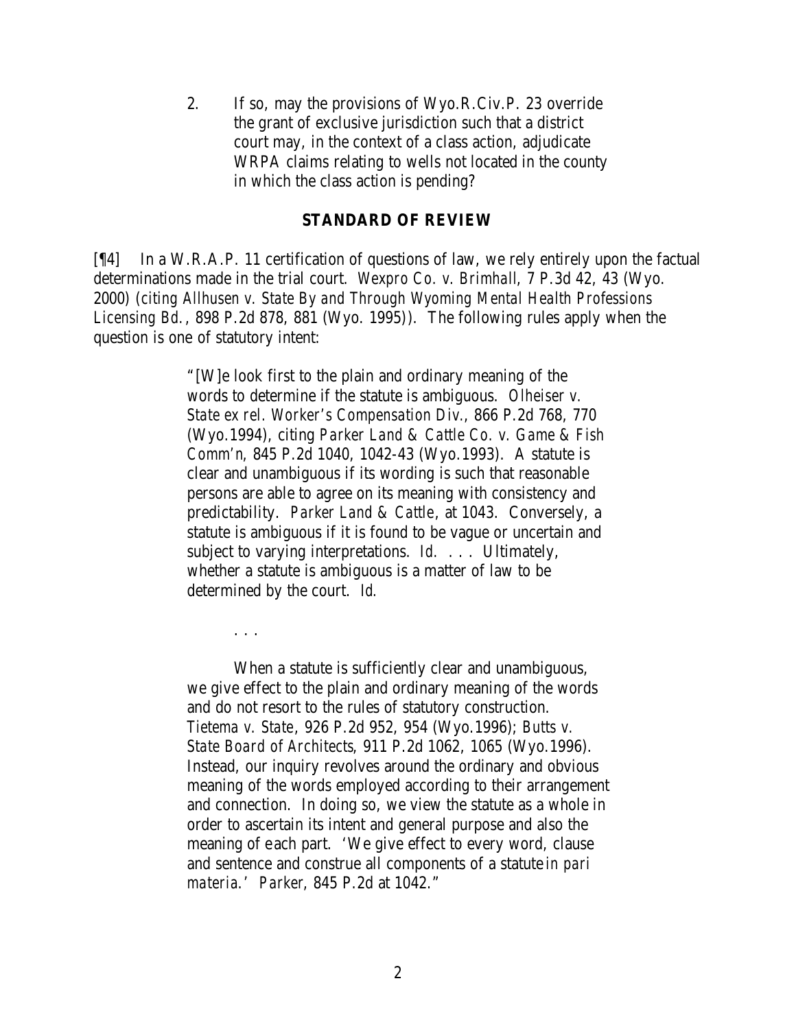2. If so, may the provisions of Wyo.R.Civ.P. 23 override the grant of exclusive jurisdiction such that a district court may, in the context of a class action, adjudicate WRPA claims relating to wells not located in the county in which the class action is pending?

## STANDARD OF REVIEW

[¶4] In a W.R.A.P. 11 certification of questions of law, we rely entirely upon the factual determinations made in the trial court. *Wexpro Co. v. Brimhall*, 7 P.3d 42, 43 (Wyo. 2000) (*citing Allhusen v. State By and Through Wyoming Mental Health Professions Licensing Bd.*, 898 P.2d 878, 881 (Wyo. 1995)). The following rules apply when the question is one of statutory intent:

> "[W]e look first to the plain and ordinary meaning of the words to determine if the statute is ambiguous. *Olheiser v. State ex rel. Worker's Compensation Div.*, 866 P.2d 768, 770 (Wyo.1994), citing *Parker Land & Cattle Co. v. Game & Fish Comm'n*, 845 P.2d 1040, 1042-43 (Wyo.1993). A statute is clear and unambiguous if its wording is such that reasonable persons are able to agree on its meaning with consistency and predictability. *Parker Land & Cattle*, at 1043. Conversely, a statute is ambiguous if it is found to be vague or uncertain and subject to varying interpretations. *Id.* . . . Ultimately, whether a statute is ambiguous is a matter of law to be determined by the court. *Id.*
>
> . . .
>
> When a statute is sufficiently clear and unambiguous, we give effect to the plain and ordinary meaning of the words and do not resort to the rules of statutory construction. *Tietema v. State*, 926 P.2d 952, 954 (Wyo.1996); *Butts v. State Board of Architects*, 911 P.2d 1062, 1065 (Wyo.1996). Instead, our inquiry revolves around the ordinary and obvious meaning of the words employed according to their arrangement and connection. In doing so, we view the statute as a whole in order to ascertain its intent and general purpose and also the meaning of each part. 'We give effect to every word, clause and sentence and construe all components of a statute *in pari materia*.' *Parker*, 845 P.2d at 1042."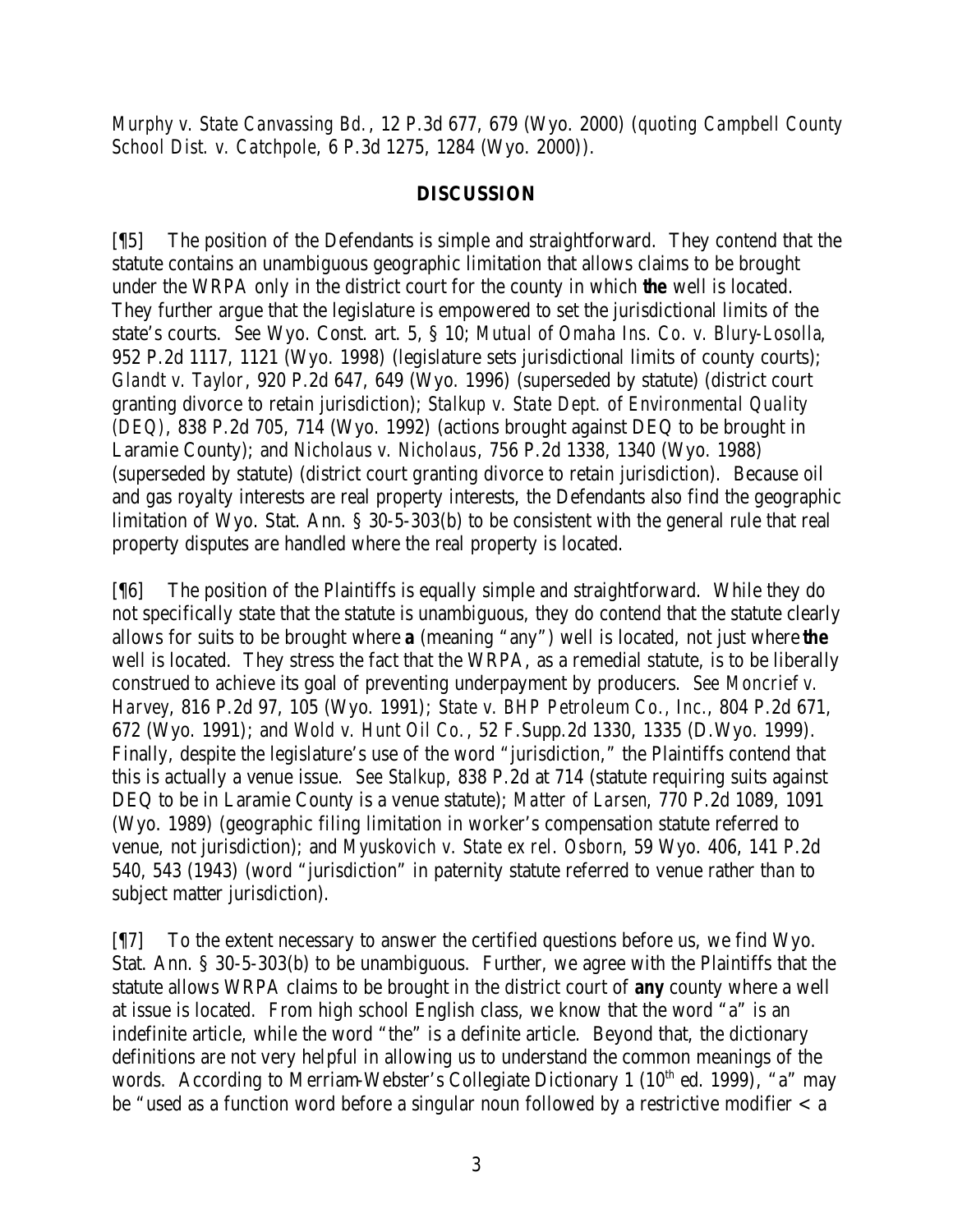*Murphy v. State Canvassing Bd.*, 12 P.3d 677, 679 (Wyo. 2000) (*quoting Campbell County School Dist. v. Catchpole*, 6 P.3d 1275, 1284 (Wyo. 2000)).

## DISCUSSION

[¶5] The position of the Defendants is simple and straightforward. They contend that the statute contains an unambiguous geographic limitation that allows claims to be brought under the WRPA only in the district court for the county in which **the** well is located. They further argue that the legislature is empowered to set the jurisdictional limits of the state's courts. *See* Wyo. Const. art. 5, § 10; *Mutual of Omaha Ins. Co. v. Blury-Losolla*, 952 P.2d 1117, 1121 (Wyo. 1998) (legislature sets jurisdictional limits of county courts); *Glandt v. Taylor*, 920 P.2d 647, 649 (Wyo. 1996) (superseded by statute) (district court granting divorce to retain jurisdiction); *Stalkup v. State Dept. of Environmental Quality (DEQ)*, 838 P.2d 705, 714 (Wyo. 1992) (actions brought against DEQ to be brought in Laramie County); and *Nicholaus v. Nicholaus*, 756 P.2d 1338, 1340 (Wyo. 1988) (superseded by statute) (district court granting divorce to retain jurisdiction). Because oil and gas royalty interests are real property interests, the Defendants also find the geographic limitation of Wyo. Stat. Ann. § 30-5-303(b) to be consistent with the general rule that real property disputes are handled where the real property is located.

[¶6] The position of the Plaintiffs is equally simple and straightforward. While they do not specifically state that the statute is unambiguous, they do contend that the statute clearly allows for suits to be brought where **a** (meaning "any") well is located, not just where **the** well is located. They stress the fact that the WRPA, as a remedial statute, is to be liberally construed to achieve its goal of preventing underpayment by producers. *See Moncrief v. Harvey*, 816 P.2d 97, 105 (Wyo. 1991); *State v. BHP Petroleum Co., Inc.*, 804 P.2d 671, 672 (Wyo. 1991); and *Wold v. Hunt Oil Co.*, 52 F.Supp.2d 1330, 1335 (D.Wyo. 1999). Finally, despite the legislature's use of the word "jurisdiction," the Plaintiffs contend that this is actually a venue issue. *See Stalkup*, 838 P.2d at 714 (statute requiring suits against DEQ to be in Laramie County is a venue statute); *Matter of Larsen*, 770 P.2d 1089, 1091 (Wyo. 1989) (geographic filing limitation in worker's compensation statute referred to venue, not jurisdiction); and *Myuskovich v. State ex rel. Osborn*, 59 Wyo. 406, 141 P.2d 540, 543 (1943) (word "jurisdiction" in paternity statute referred to venue rather than to subject matter jurisdiction).

[¶7] To the extent necessary to answer the certified questions before us, we find Wyo. Stat. Ann. § 30-5-303(b) to be unambiguous. Further, we agree with the Plaintiffs that the statute allows WRPA claims to be brought in the district court of **any** county where a well at issue is located. From high school English class, we know that the word "a" is an indefinite article, while the word "the" is a definite article. Beyond that, the dictionary definitions are not very helpful in allowing us to understand the common meanings of the words. According to Merriam-Webster's Collegiate Dictionary 1 (10th ed. 1999), "a" may be "used as a function word before a singular noun followed by a restrictive modifier < a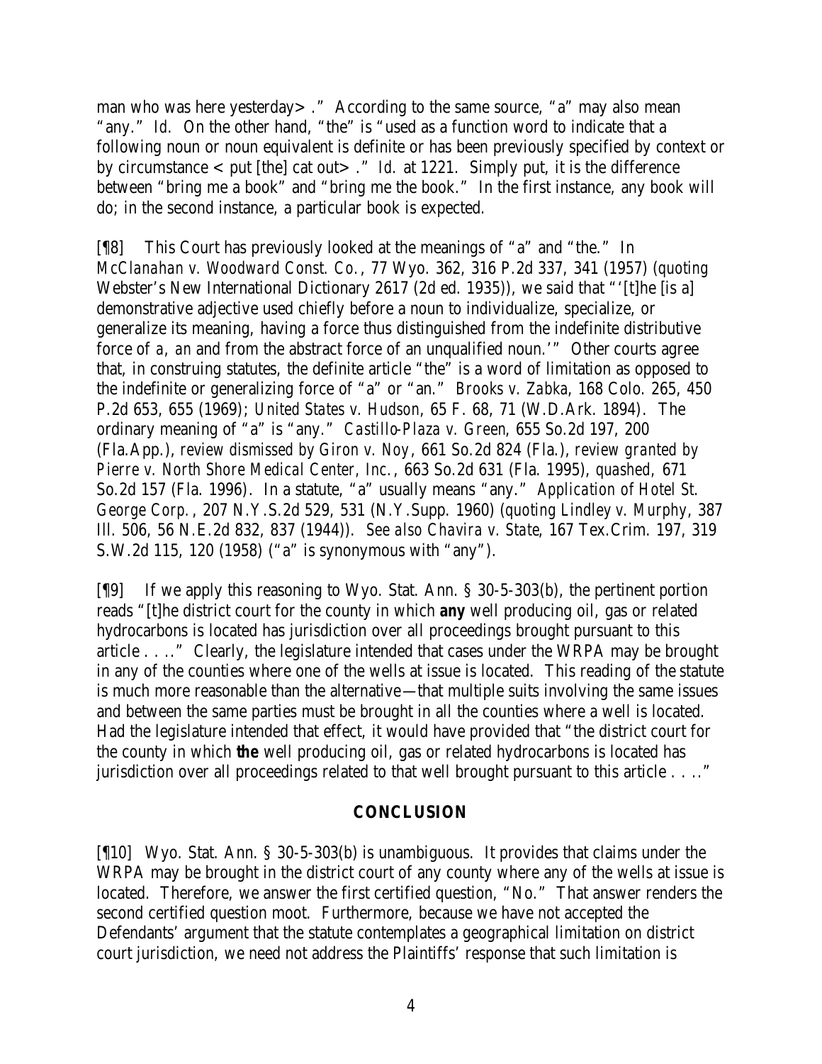man who was here yesterday> ." According to the same source, "a" may also mean "any." *Id.* On the other hand, "the" is "used as a function word to indicate that a following noun or noun equivalent is definite or has been previously specified by context or by circumstance < put [the] cat out> ." *Id.* at 1221. Simply put, it is the difference between "bring me a book" and "bring me the book." In the first instance, any book will do; in the second instance, a particular book is expected.

[¶8] This Court has previously looked at the meanings of "a" and "the." In *McClanahan v. Woodward Const. Co.*, 77 Wyo. 362, 316 P.2d 337, 341 (1957) (*quoting* Webster's New International Dictionary 2617 (2d ed. 1935)), we said that "'[t]he [is a] demonstrative adjective used chiefly before a noun to individualize, specialize, or generalize its meaning, having a force thus distinguished from the indefinite distributive force of *a*, *an* and from the abstract force of an unqualified noun.'" Other courts agree that, in construing statutes, the definite article "the" is a word of limitation as opposed to the indefinite or generalizing force of "a" or "an." *Brooks v. Zabka*, 168 Colo. 265, 450 P.2d 653, 655 (1969); *United States v. Hudson*, 65 F. 68, 71 (W.D.Ark. 1894). The ordinary meaning of "a" is "any." *Castillo-Plaza v. Green*, 655 So.2d 197, 200 (Fla.App.), *review dismissed by Giron v. Noy*, 661 So.2d 824 (Fla.), *review granted by Pierre v. North Shore Medical Center, Inc.*, 663 So.2d 631 (Fla. 1995), *quashed*, 671 So.2d 157 (Fla. 1996). In a statute, "a" usually means "any." *Application of Hotel St. George Corp.*, 207 N.Y.S.2d 529, 531 (N.Y.Supp. 1960) (*quoting Lindley v. Murphy*, 387 Ill. 506, 56 N.E.2d 832, 837 (1944)). *See also Chavira v. State*, 167 Tex.Crim. 197, 319 S.W.2d 115, 120 (1958) ("a" is synonymous with "any").

[¶9] If we apply this reasoning to Wyo. Stat. Ann. § 30-5-303(b), the pertinent portion reads "[t]he district court for the county in which **any** well producing oil, gas or related hydrocarbons is located has jurisdiction over all proceedings brought pursuant to this article . . . ." Clearly, the legislature intended that cases under the WRPA may be brought in any of the counties where one of the wells at issue is located. This reading of the statute is much more reasonable than the alternative—that multiple suits involving the same issues and between the same parties must be brought in all the counties where a well is located. Had the legislature intended that effect, it would have provided that "the district court for the county in which **the** well producing oil, gas or related hydrocarbons is located has jurisdiction over all proceedings related to that well brought pursuant to this article . . . ."

## CONCLUSION

[¶10] Wyo. Stat. Ann. § 30-5-303(b) is unambiguous. It provides that claims under the WRPA may be brought in the district court of any county where any of the wells at issue is located. Therefore, we answer the first certified question, "No." That answer renders the second certified question moot. Furthermore, because we have not accepted the Defendants' argument that the statute contemplates a geographical limitation on district court jurisdiction, we need not address the Plaintiffs' response that such limitation is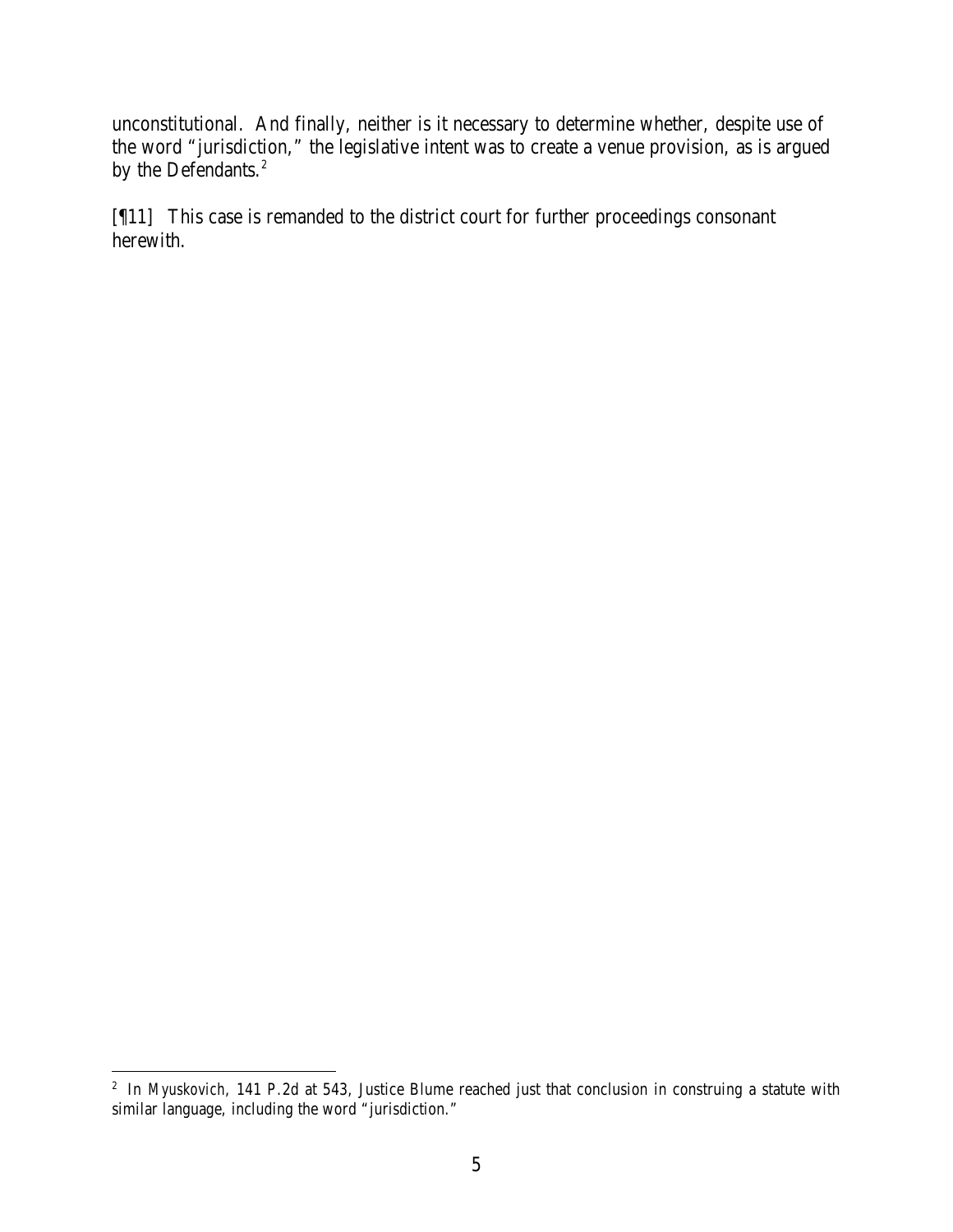unconstitutional. And finally, neither is it necessary to determine whether, despite use of the word "jurisdiction," the legislative intent was to create a venue provision, as is argued by the Defendants.[2]

[¶11] This case is remanded to the district court for further proceedings consonant herewith.

---

[2] In *Myuskovich*, 141 P.2d at 543, Justice Blume reached just that conclusion in construing a statute with similar language, including the word "jurisdiction."